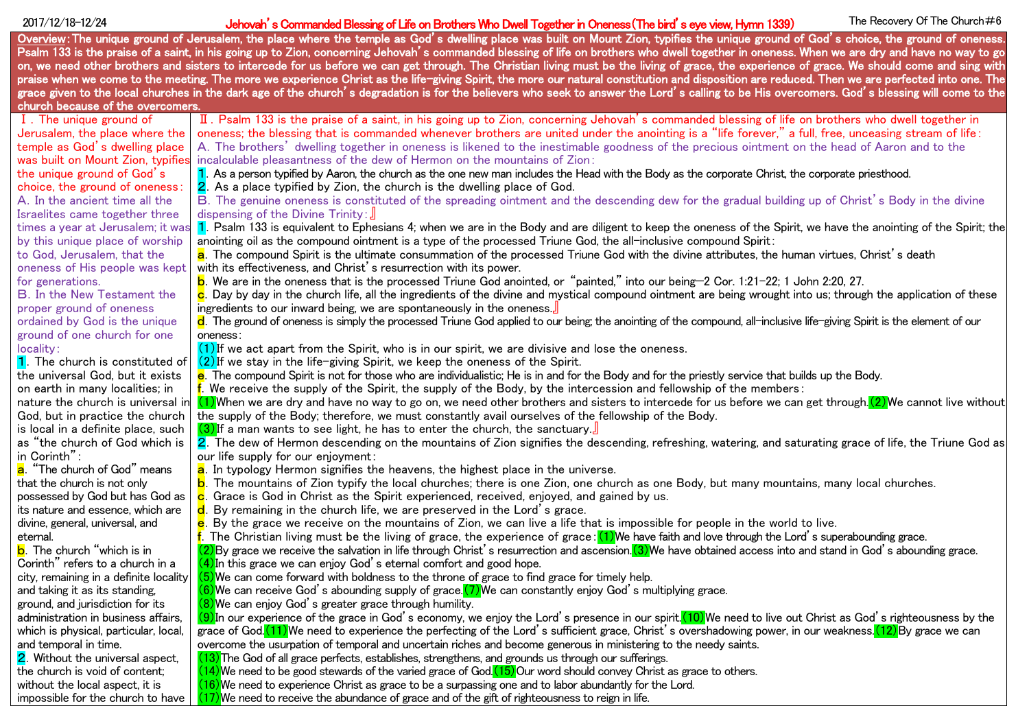# Jehovah's Commanded Blessing of Life on Brothers Who Dwell Together in Oneness (The bird's eye view, Hymn 1339)

2017/12/18-12/24 — The Recovery Of The Church #6

**Overview: The unique ground of Jerusalem, the place where the temple as God's dwelling place was built on Mount Zion, typifies the unique ground of God's choice, the ground of oneness. Psalm 133 is the praise of a saint, in his going up to Zion, concerning Jehovah's commanded blessing of life on brothers who dwell together in oneness. When we are dry and have no way to go on, we need other brothers and sisters to intercede for us before we can get through. The Christian living must be the living of grace, the experience of grace. We should come and sing with praise when we come to the meeting. The more we experience Christ as the life-giving Spirit, the more our natural constitution and disposition are reduced. Then we are perfected into one. The grace given to the local churches in the dark age of the church's degradation is for the believers who seek to answer the Lord's calling to be His overcomers. God's blessing will come to the church because of the overcomers.**

## Ⅰ. The unique ground of Jerusalem, the place where the temple as God's dwelling place was built on Mount Zion, typifies the unique ground of God's choice, the ground of oneness:

A. In the ancient time all the Israelites came together three times a year at Jerusalem; it was by this unique place of worship to God, Jerusalem, that the oneness of His people was kept for generations.

B. In the New Testament the proper ground of oneness ordained by God is the unique ground of one church for one locality:

1. The church is constituted of the universal God, but it exists on earth in many localities; in nature the church is universal in God, but in practice the church is local in a definite place, such as "the church of God which is in Corinth":

a. "The church of God" means that the church is not only possessed by God but has God as its nature and essence, which are divine, general, universal, and eternal.

b. The church "which is in Corinth" refers to a church in a city, remaining in a definite locality and taking it as its standing, ground, and jurisdiction for its administration in business affairs, which is physical, particular, local, and temporal in time.

2. Without the universal aspect, the church is void of content; without the local aspect, it is impossible for the church to have

## Ⅱ. Psalm 133 is the praise of a saint, in his going up to Zion, concerning Jehovah's commanded blessing of life on brothers who dwell together in oneness; the blessing that is commanded whenever brothers are united under the anointing is a "life forever," a full, free, unceasing stream of life:

A. The brothers' dwelling together in oneness is likened to the inestimable goodness of the precious ointment on the head of Aaron and to the incalculable pleasantness of the dew of Hermon on the mountains of Zion:

1. As a person typified by Aaron, the church as the one new man includes the Head with the Body as the corporate Christ, the corporate priesthood.

2. As a place typified by Zion, the church is the dwelling place of God.

B. The genuine oneness is constituted of the spreading ointment and the descending dew for the gradual building up of Christ's Body in the divine dispensing of the Divine Trinity:』

1. Psalm 133 is equivalent to Ephesians 4; when we are in the Body and are diligent to keep the oneness of the Spirit, we have the anointing of the Spirit; the anointing oil as the compound ointment is a type of the processed Triune God, the all-inclusive compound Spirit:

a. The compound Spirit is the ultimate consummation of the processed Triune God with the divine attributes, the human virtues, Christ's death with its effectiveness, and Christ's resurrection with its power.

b. We are in the oneness that is the processed Triune God anointed, or "painted," into our being—2 Cor. 1:21-22; 1 John 2:20, 27.

c. Day by day in the church life, all the ingredients of the divine and mystical compound ointment are being wrought into us; through the application of these ingredients to our inward being, we are spontaneously in the oneness.』

d. The ground of oneness is simply the processed Triune God applied to our being; the anointing of the compound, all-inclusive life-giving Spirit is the element of our oneness:

(1) If we act apart from the Spirit, who is in our spirit, we are divisive and lose the oneness.
(2) If we stay in the life-giving Spirit, we keep the oneness of the Spirit.

e. The compound Spirit is not for those who are individualistic; He is in and for the Body and for the priestly service that builds up the Body.

f. We receive the supply of the Spirit, the supply of the Body, by the intercession and fellowship of the members:

(1) When we are dry and have no way to go on, we need other brothers and sisters to intercede for us before we can get through. (2) We cannot live without the supply of the Body; therefore, we must constantly avail ourselves of the fellowship of the Body.
(3) If a man wants to see light, he has to enter the church, the sanctuary.』

2. The dew of Hermon descending on the mountains of Zion signifies the descending, refreshing, watering, and saturating grace of life, the Triune God as our life supply for our enjoyment:

a. In typology Hermon signifies the heavens, the highest place in the universe.

b. The mountains of Zion typify the local churches; there is one Zion, one church as one Body, but many mountains, many local churches.

c. Grace is God in Christ as the Spirit experienced, received, enjoyed, and gained by us.

d. By remaining in the church life, we are preserved in the Lord's grace.

e. By the grace we receive on the mountains of Zion, we can live a life that is impossible for people in the world to live.

f. The Christian living must be the living of grace, the experience of grace: (1) We have faith and love through the Lord's superabounding grace.
(2) By grace we receive the salvation in life through Christ's resurrection and ascension. (3) We have obtained access into and stand in God's abounding grace.
(4) In this grace we can enjoy God's eternal comfort and good hope.
(5) We can come forward with boldness to the throne of grace to find grace for timely help.
(6) We can receive God's abounding supply of grace. (7) We can constantly enjoy God's multiplying grace.
(8) We can enjoy God's greater grace through humility.
(9) In our experience of the grace in God's economy, we enjoy the Lord's presence in our spirit. (10) We need to live out Christ as God's righteousness by the grace of God. (11) We need to experience the perfecting of the Lord's sufficient grace, Christ's overshadowing power, in our weakness. (12) By grace we can overcome the usurpation of temporal and uncertain riches and become generous in ministering to the needy saints.
(13) The God of all grace perfects, establishes, strengthens, and grounds us through our sufferings.
(14) We need to be good stewards of the varied grace of God. (15) Our word should convey Christ as grace to others.
(16) We need to experience Christ as grace to be a surpassing one and to labor abundantly for the Lord.
(17) We need to receive the abundance of grace and of the gift of righteousness to reign in life.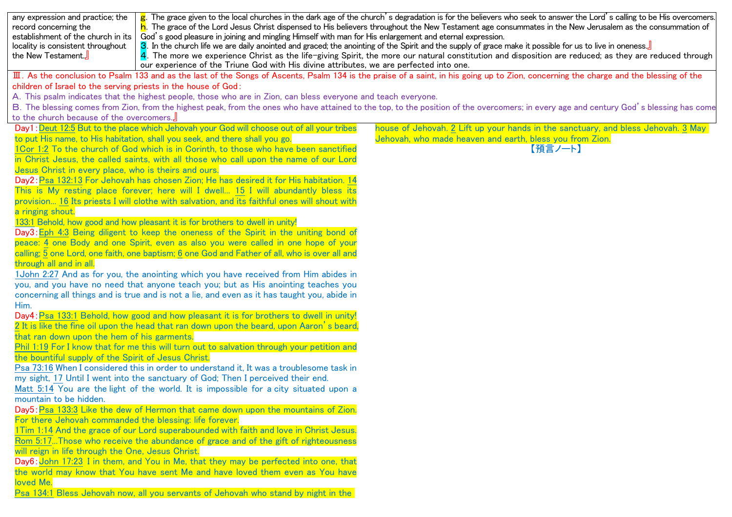| any expression and practice; the record concerning the establishment of the church in its locality is consistent throughout the New Testament.』 | g. The grace given to the local churches in the dark age of the church's degradation is for the believers who seek to answer the Lord's calling to be His overcomers.<br>h. The grace of the Lord Jesus Christ dispensed to His believers throughout the New Testament age consummates in the New Jerusalem as the consummation of God's good pleasure in joining and mingling Himself with man for His enlargement and eternal expression.<br>3. In the church life we are daily anointed and graced; the anointing of the Spirit and the supply of grace make it possible for us to live in oneness.』<br>4. The more we experience Christ as the life-giving Spirit, the more our natural constitution and disposition are reduced; as they are reduced through our experience of the Triune God with His divine attributes, we are perfected into one. |
|---|---|

Ⅲ. As the conclusion to Psalm 133 and as the last of the Songs of Ascents, Psalm 134 is the praise of a saint, in his going up to Zion, concerning the charge and the blessing of the children of Israel to the serving priests in the house of God:

A. This psalm indicates that the highest people, those who are in Zion, can bless everyone and teach everyone.

B. The blessing comes from Zion, from the highest peak, from the ones who have attained to the top, to the position of the overcomers; in every age and century God's blessing has come to the church because of the overcomers.』

Day1: Deut 12:5 But to the place which Jehovah your God will choose out of all your tribes to put His name, to His habitation, shall you seek, and there shall you go.
1Cor 1:2 To the church of God which is in Corinth, to those who have been sanctified in Christ Jesus, the called saints, with all those who call upon the name of our Lord Jesus Christ in every place, who is theirs and ours.

Day2: Psa 132:13 For Jehovah has chosen Zion; He has desired it for His habitation. 14 This is My resting place forever; here will I dwell... 15 I will abundantly bless its provision... 16 Its priests I will clothe with salvation, and its faithful ones will shout with a ringing shout.
133:1 Behold, how good and how pleasant it is for brothers to dwell in unity!

Day3: Eph 4:3 Being diligent to keep the oneness of the Spirit in the uniting bond of peace: 4 one Body and one Spirit, even as also you were called in one hope of your calling; 5 one Lord, one faith, one baptism; 6 one God and Father of all, who is over all and through all and in all.
1John 2:27 And as for you, the anointing which you have received from Him abides in you, and you have no need that anyone teach you; but as His anointing teaches you concerning all things and is true and is not a lie, and even as it has taught you, abide in Him.

Day4: Psa 133:1 Behold, how good and how pleasant it is for brothers to dwell in unity! 2 It is like the fine oil upon the head that ran down upon the beard, upon Aaron's beard, that ran down upon the hem of his garments.
Phil 1:19 For I know that for me this will turn out to salvation through your petition and the bountiful supply of the Spirit of Jesus Christ.
Psa 73:16 When I considered this in order to understand it, It was a troublesome task in my sight, 17 Until I went into the sanctuary of God; Then I perceived their end.
Matt 5:14 You are the light of the world. It is impossible for a city situated upon a mountain to be hidden.

Day5: Psa 133:3 Like the dew of Hermon that came down upon the mountains of Zion. For there Jehovah commanded the blessing: life forever.
1Tim 1:14 And the grace of our Lord superabounded with faith and love in Christ Jesus.
Rom 5:17...Those who receive the abundance of grace and of the gift of righteousness will reign in life through the One, Jesus Christ.

Day6: John 17:23 I in them, and You in Me, that they may be perfected into one, that the world may know that You have sent Me and have loved them even as You have loved Me.
Psa 134:1 Bless Jehovah now, all you servants of Jehovah who stand by night in the house of Jehovah. 2 Lift up your hands in the sanctuary, and bless Jehovah. 3 May Jehovah, who made heaven and earth, bless you from Zion.

【預言ノート】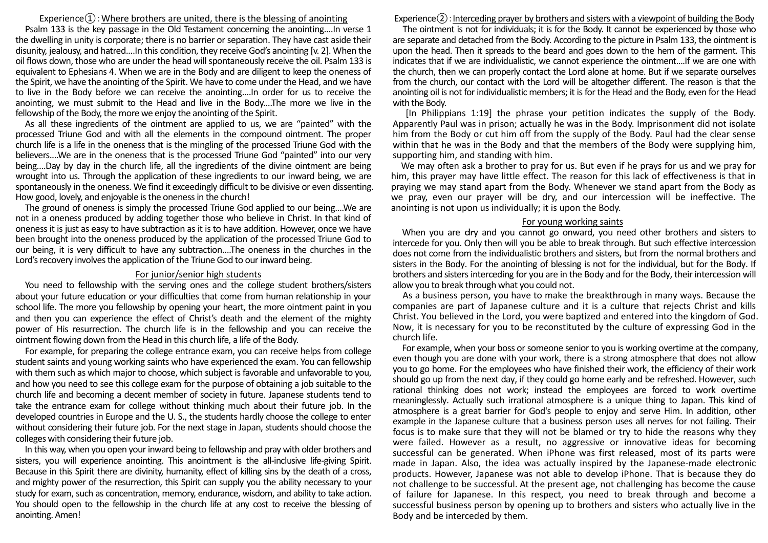## Experience①: Where brothers are united, there is the blessing of anointing

Psalm 133 is the key passage in the Old Testament concerning the anointing....In verse 1 the dwelling in unity is corporate; there is no barrier or separation. They have cast aside their disunity, jealousy, and hatred....In this condition, they receive God's anointing [v. 2]. When the oil flows down, those who are under the head will spontaneously receive the oil. Psalm 133 is equivalent to Ephesians 4. When we are in the Body and are diligent to keep the oneness of the Spirit, we have the anointing of the Spirit. We have to come under the Head, and we have to live in the Body before we can receive the anointing....In order for us to receive the anointing, we must submit to the Head and live in the Body....The more we live in the fellowship of the Body, the more we enjoy the anointing of the Spirit.

As all these ingredients of the ointment are applied to us, we are "painted" with the processed Triune God and with all the elements in the compound ointment. The proper church life is a life in the oneness that is the mingling of the processed Triune God with the believers....We are in the oneness that is the processed Triune God "painted" into our very being....Day by day in the church life, all the ingredients of the divine ointment are being wrought into us. Through the application of these ingredients to our inward being, we are spontaneously in the oneness. We find it exceedingly difficult to be divisive or even dissenting. How good, lovely, and enjoyable is the oneness in the church!

The ground of oneness is simply the processed Triune God applied to our being....We are not in a oneness produced by adding together those who believe in Christ. In that kind of oneness it is just as easy to have subtraction as it is to have addition. However, once we have been brought into the oneness produced by the application of the processed Triune God to our being, it is very difficult to have any subtraction....The oneness in the churches in the Lord's recovery involves the application of the Triune God to our inward being.

### For junior/senior high students

You need to fellowship with the serving ones and the college student brothers/sisters about your future education or your difficulties that come from human relationship in your school life. The more you fellowship by opening your heart, the more ointment paint in you and then you can experience the effect of Christ's death and the element of the mighty power of His resurrection. The church life is in the fellowship and you can receive the ointment flowing down from the Head in this church life, a life of the Body.

For example, for preparing the college entrance exam, you can receive helps from college student saints and young working saints who have experienced the exam. You can fellowship with them such as which major to choose, which subject is favorable and unfavorable to you, and how you need to see this college exam for the purpose of obtaining a job suitable to the church life and becoming a decent member of society in future. Japanese students tend to take the entrance exam for college without thinking much about their future job. In the developed countries in Europe and the U. S., the students hardly choose the college to enter without considering their future job. For the next stage in Japan, students should choose the colleges with considering their future job.

In this way, when you open your inward being to fellowship and pray with older brothers and sisters, you will experience anointing. This anointment is the all-inclusive life-giving Spirit. Because in this Spirit there are divinity, humanity, effect of killing sins by the death of a cross, and mighty power of the resurrection, this Spirit can supply you the ability necessary to your study for exam, such as concentration, memory, endurance, wisdom, and ability to take action. You should open to the fellowship in the church life at any cost to receive the blessing of anointing. Amen!

## Experience②: Interceding prayer by brothers and sisters with a viewpoint of building the Body

The ointment is not for individuals; it is for the Body. It cannot be experienced by those who are separate and detached from the Body. According to the picture in Psalm 133, the ointment is upon the head. Then it spreads to the beard and goes down to the hem of the garment. This indicates that if we are individualistic, we cannot experience the ointment....If we are one with the church, then we can properly contact the Lord alone at home. But if we separate ourselves from the church, our contact with the Lord will be altogether different. The reason is that the anointing oil is not for individualistic members; it is for the Head and the Body, even for the Head with the Body.

[In Philippians 1:19] the phrase your petition indicates the supply of the Body. Apparently Paul was in prison; actually he was in the Body. Imprisonment did not isolate him from the Body or cut him off from the supply of the Body. Paul had the clear sense within that he was in the Body and that the members of the Body were supplying him, supporting him, and standing with him.

We may often ask a brother to pray for us. But even if he prays for us and we pray for him, this prayer may have little effect. The reason for this lack of effectiveness is that in praying we may stand apart from the Body. Whenever we stand apart from the Body as we pray, even our prayer will be dry, and our intercession will be ineffective. The anointing is not upon us individually; it is upon the Body.

### For young working saints

When you are dry and you cannot go onward, you need other brothers and sisters to intercede for you. Only then will you be able to break through. But such effective intercession does not come from the individualistic brothers and sisters, but from the normal brothers and sisters in the Body. For the anointing of blessing is not for the individual, but for the Body. If brothers and sisters interceding for you are in the Body and for the Body, their intercession will allow you to break through what you could not.

As a business person, you have to make the breakthrough in many ways. Because the companies are part of Japanese culture and it is a culture that rejects Christ and kills Christ. You believed in the Lord, you were baptized and entered into the kingdom of God. Now, it is necessary for you to be reconstituted by the culture of expressing God in the church life.

For example, when your boss or someone senior to you is working overtime at the company, even though you are done with your work, there is a strong atmosphere that does not allow you to go home. For the employees who have finished their work, the efficiency of their work should go up from the next day, if they could go home early and be refreshed. However, such rational thinking does not work; instead the employees are forced to work overtime meaninglessly. Actually such irrational atmosphere is a unique thing to Japan. This kind of atmosphere is a great barrier for God's people to enjoy and serve Him. In addition, other example in the Japanese culture that a business person uses all nerves for not failing. Their focus is to make sure that they will not be blamed or try to hide the reasons why they were failed. However as a result, no aggressive or innovative ideas for becoming successful can be generated. When iPhone was first released, most of its parts were made in Japan. Also, the idea was actually inspired by the Japanese-made electronic products. However, Japanese was not able to develop iPhone. That is because they do not challenge to be successful. At the present age, not challenging has become the cause of failure for Japanese. In this respect, you need to break through and become a successful business person by opening up to brothers and sisters who actually live in the Body and be interceded by them.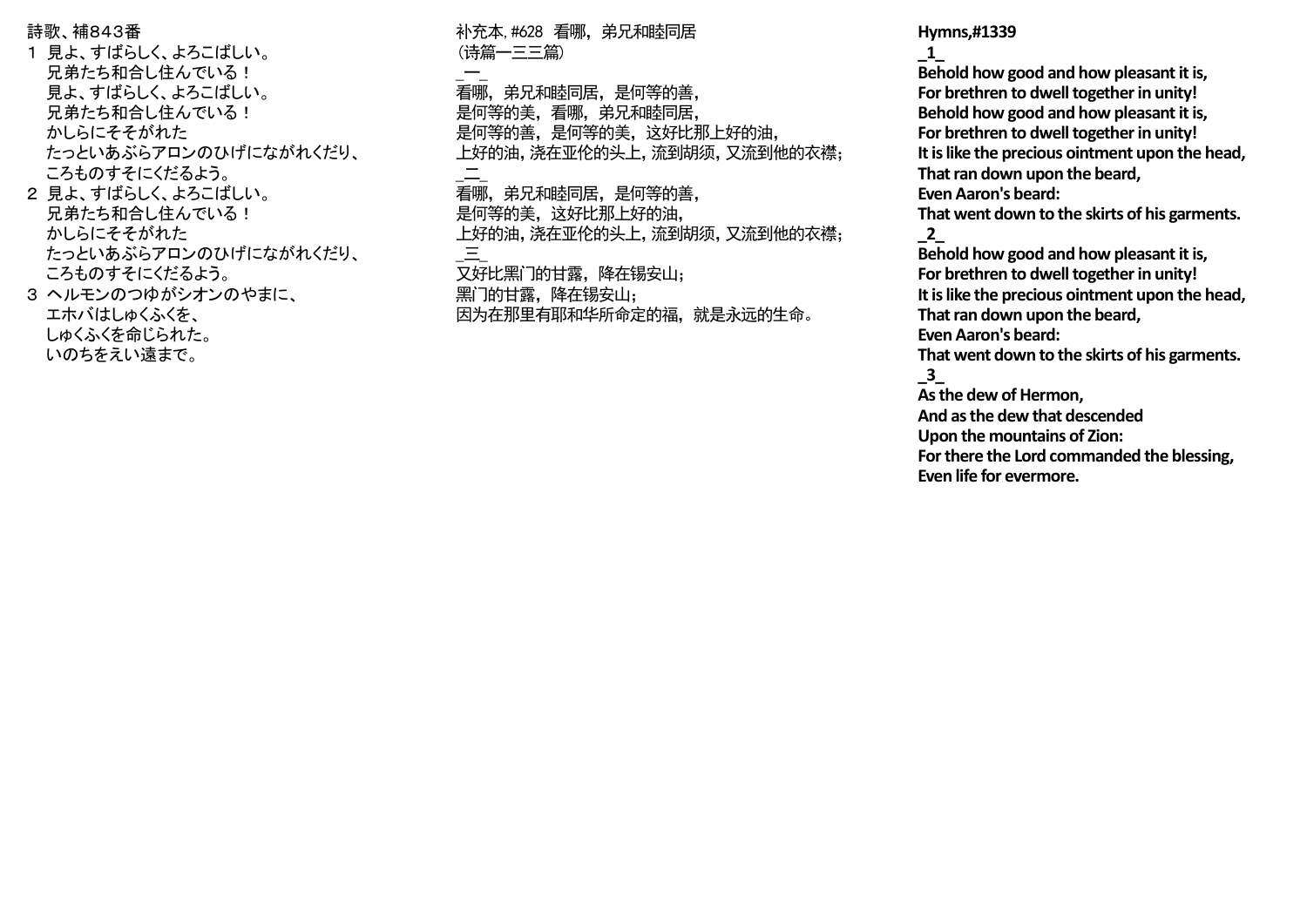詩歌、補８４３番

１ 見よ、すばらしく、よろこばしい。
兄弟たち和合し住んでいる！
見よ、すばらしく、よろこばしい。
兄弟たち和合し住んでいる！
かしらにそそがれた
たっといあぶらアロンのひげにながれくだり、
ころものすそにくだるよう。

２ 見よ、すばらしく、よろこばしい。
兄弟たち和合し住んでいる！
かしらにそそがれた
たっといあぶらアロンのひげにながれくだり、
ころものすそにくだるよう。

３ ヘルモンのつゆがシオンのやまに、
エホバはしゅくふくを、
しゅくふくを命じられた。
いのちをえい遠まで。

补充本, #628　看哪，弟兄和睦同居
（诗篇一三三篇）

_一_
看哪，弟兄和睦同居，是何等的善，
是何等的美，看哪，弟兄和睦同居，
是何等的善，是何等的美，这好比那上好的油，
上好的油, 浇在亚伦的头上, 流到胡须, 又流到他的衣襟；

_二_
看哪，弟兄和睦同居，是何等的善，
是何等的美，这好比那上好的油，
上好的油, 浇在亚伦的头上, 流到胡须, 又流到他的衣襟；

_三_
又好比黑门的甘露，降在锡安山；
黑门的甘露，降在锡安山；
因为在那里有耶和华所命定的福，就是永远的生命。

**Hymns,#1339**

**_1_**
**Behold how good and how pleasant it is,**
**For brethren to dwell together in unity!**
**Behold how good and how pleasant it is,**
**For brethren to dwell together in unity!**
**It is like the precious ointment upon the head,**
**That ran down upon the beard,**
**Even Aaron's beard:**
**That went down to the skirts of his garments.**

**_2_**
**Behold how good and how pleasant it is,**
**For brethren to dwell together in unity!**
**It is like the precious ointment upon the head,**
**That ran down upon the beard,**
**Even Aaron's beard:**
**That went down to the skirts of his garments.**

**_3_**
**As the dew of Hermon,**
**And as the dew that descended**
**Upon the mountains of Zion:**
**For there the Lord commanded the blessing,**
**Even life for evermore.**